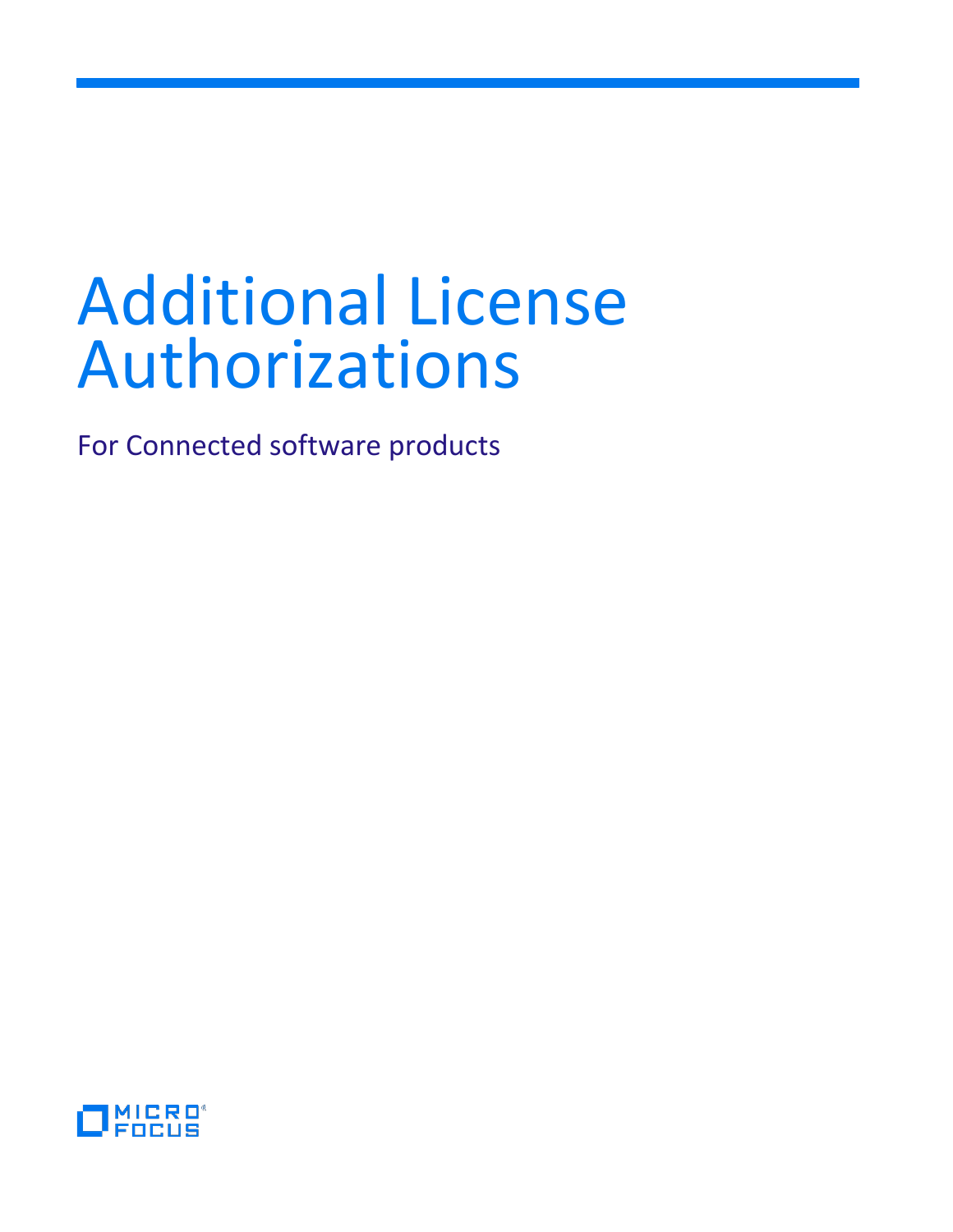# Additional License Authorizations

For Connected software products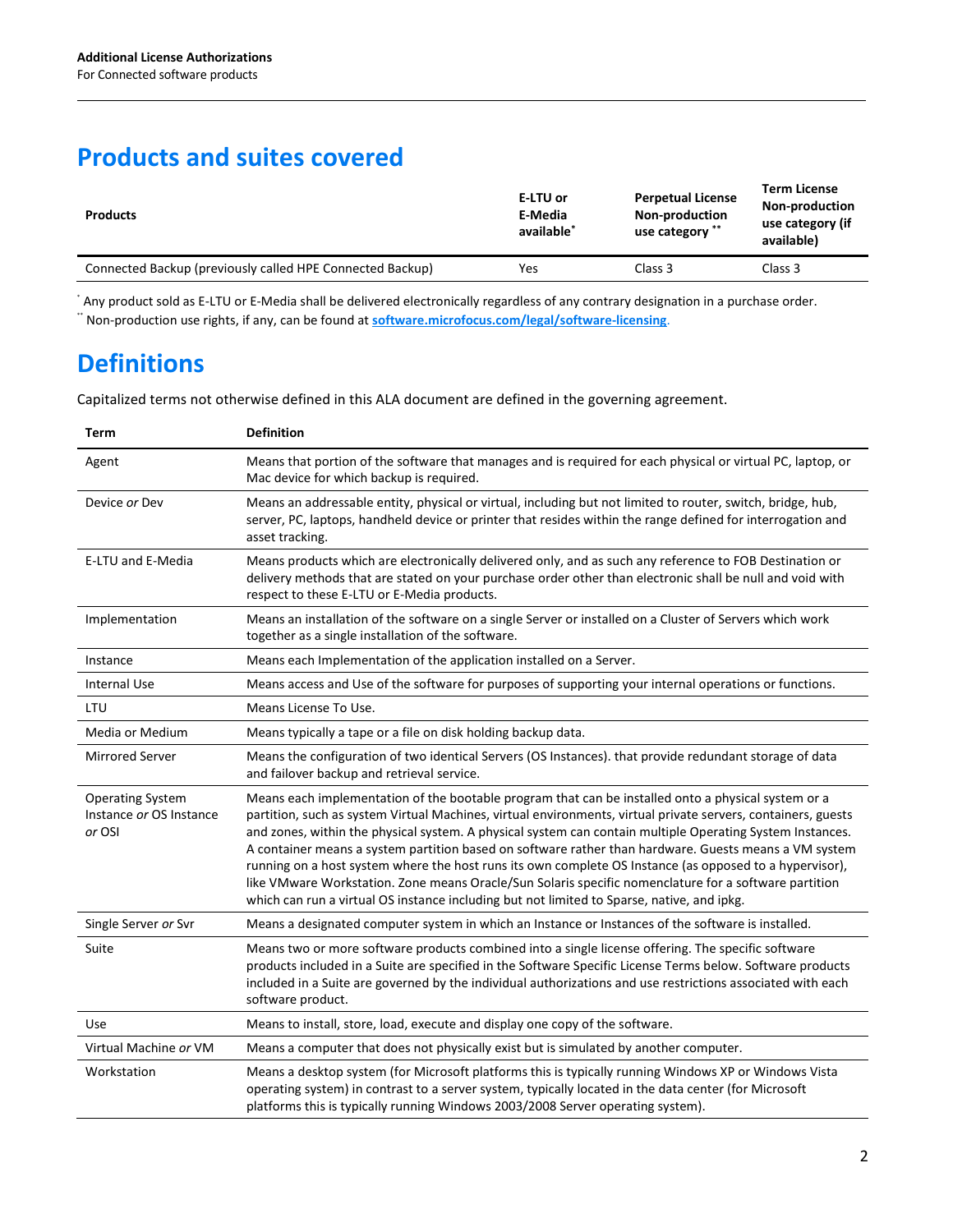## Products and suites covered

| Products | E-LTU or E-Media available* | Perpetual License Non-production use category ** | Term License Non-production use category (if available) |
|---|---|---|---|
| Connected Backup (previously called HPE Connected Backup) | Yes | Class 3 | Class 3 |

* Any product sold as E-LTU or E-Media shall be delivered electronically regardless of any contrary designation in a purchase order.
** Non-production use rights, if any, can be found at **software.microfocus.com/legal/software-licensing**.

## Definitions

Capitalized terms not otherwise defined in this ALA document are defined in the governing agreement.

| Term | Definition |
|---|---|
| Agent | Means that portion of the software that manages and is required for each physical or virtual PC, laptop, or Mac device for which backup is required. |
| Device *or* Dev | Means an addressable entity, physical or virtual, including but not limited to router, switch, bridge, hub, server, PC, laptops, handheld device or printer that resides within the range defined for interrogation and asset tracking. |
| E-LTU and E-Media | Means products which are electronically delivered only, and as such any reference to FOB Destination or delivery methods that are stated on your purchase order other than electronic shall be null and void with respect to these E-LTU or E-Media products. |
| Implementation | Means an installation of the software on a single Server or installed on a Cluster of Servers which work together as a single installation of the software. |
| Instance | Means each Implementation of the application installed on a Server. |
| Internal Use | Means access and Use of the software for purposes of supporting your internal operations or functions. |
| LTU | Means License To Use. |
| Media or Medium | Means typically a tape or a file on disk holding backup data. |
| Mirrored Server | Means the configuration of two identical Servers (OS Instances). that provide redundant storage of data and failover backup and retrieval service. |
| Operating System Instance *or* OS Instance *or* OSI | Means each implementation of the bootable program that can be installed onto a physical system or a partition, such as system Virtual Machines, virtual environments, virtual private servers, containers, guests and zones, within the physical system. A physical system can contain multiple Operating System Instances. A container means a system partition based on software rather than hardware. Guests means a VM system running on a host system where the host runs its own complete OS Instance (as opposed to a hypervisor), like VMware Workstation. Zone means Oracle/Sun Solaris specific nomenclature for a software partition which can run a virtual OS instance including but not limited to Sparse, native, and ipkg. |
| Single Server *or* Svr | Means a designated computer system in which an Instance or Instances of the software is installed. |
| Suite | Means two or more software products combined into a single license offering. The specific software products included in a Suite are specified in the Software Specific License Terms below. Software products included in a Suite are governed by the individual authorizations and use restrictions associated with each software product. |
| Use | Means to install, store, load, execute and display one copy of the software. |
| Virtual Machine *or* VM | Means a computer that does not physically exist but is simulated by another computer. |
| Workstation | Means a desktop system (for Microsoft platforms this is typically running Windows XP or Windows Vista operating system) in contrast to a server system, typically located in the data center (for Microsoft platforms this is typically running Windows 2003/2008 Server operating system). |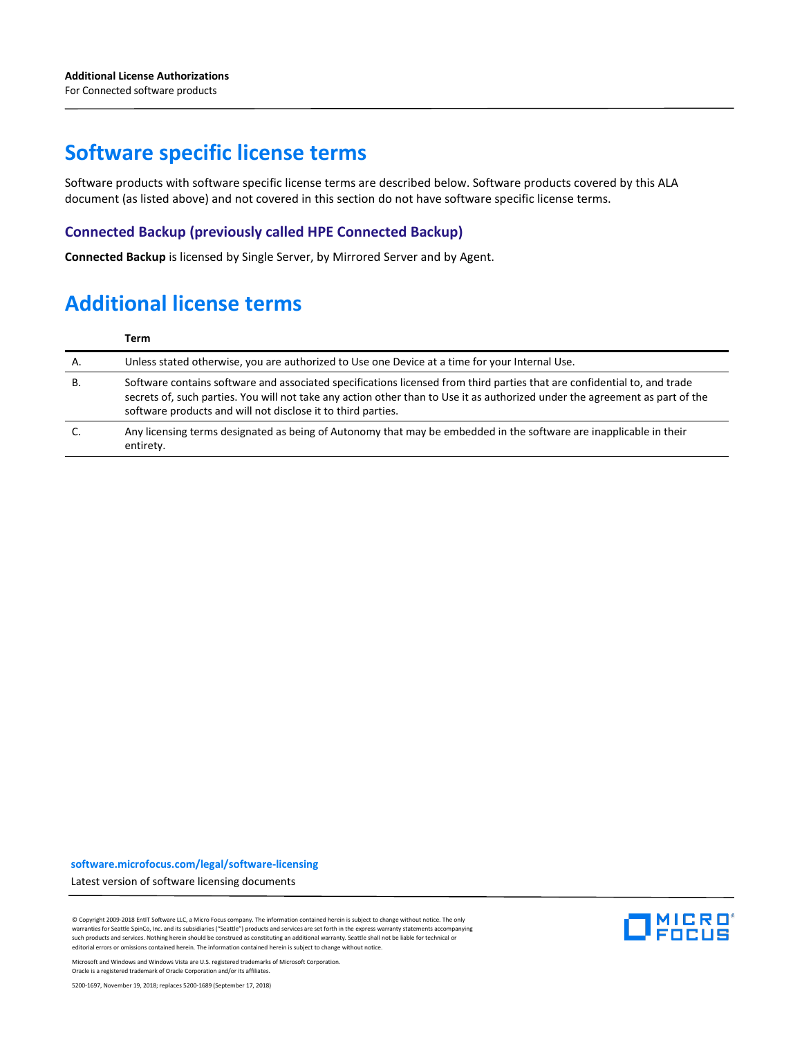# Software specific license terms

Software products with software specific license terms are described below. Software products covered by this ALA document (as listed above) and not covered in this section do not have software specific license terms.

### Connected Backup (previously called HPE Connected Backup)

**Connected Backup** is licensed by Single Server, by Mirrored Server and by Agent.

# Additional license terms

| | **Term** |
|---|---|
| A. | Unless stated otherwise, you are authorized to Use one Device at a time for your Internal Use. |
| B. | Software contains software and associated specifications licensed from third parties that are confidential to, and trade secrets of, such parties. You will not take any action other than to Use it as authorized under the agreement as part of the software products and will not disclose it to third parties. |
| C. | Any licensing terms designated as being of Autonomy that may be embedded in the software are inapplicable in their entirety. |

**software.microfocus.com/legal/software-licensing**

Latest version of software licensing documents

© Copyright 2009-2018 EntIT Software LLC, a Micro Focus company. The information contained herein is subject to change without notice. The only warranties for Seattle SpinCo, Inc. and its subsidiaries ("Seattle") products and services are set forth in the express warranty statements accompanying such products and services. Nothing herein should be construed as constituting an additional warranty. Seattle shall not be liable for technical or editorial errors or omissions contained herein. The information contained herein is subject to change without notice.

Microsoft and Windows and Windows Vista are U.S. registered trademarks of Microsoft Corporation.
Oracle is a registered trademark of Oracle Corporation and/or its affiliates.

5200-1697, November 19, 2018; replaces 5200-1689 (September 17, 2018)